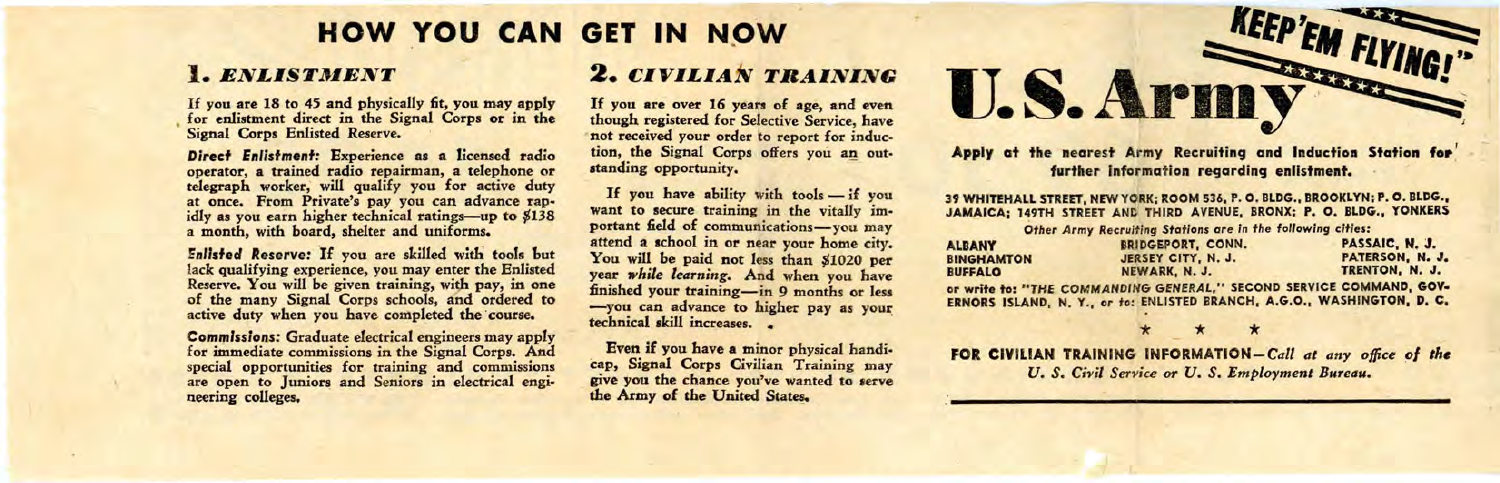# HOW YOU CAN GET IN NOW

## 1. *ENLISTMENT*

If you are 18 to 45 and physically fit, you may apply for enlistment direct in the Signal Corps or in the Signal Corps Enlisted Reserve.

***Direct Enlistment:*** Experience as a licensed radio operator, a trained radio repairman, a telephone or telegraph worker, will qualify you for active duty at once. From Private's pay you can advance rapidly as you earn higher technical ratings—up to $138 a month, with board, shelter and uniforms.

***Enlisted Reserve:*** If you are skilled with tools but lack qualifying experience, you may enter the Enlisted Reserve. You will be given training, with pay, in one of the many Signal Corps schools, and ordered to active duty when you have completed the course.

***Commissions:*** Graduate electrical engineers may apply for immediate commissions in the Signal Corps. And special opportunities for training and commissions are open to Juniors and Seniors in electrical engineering colleges.

## 2. *CIVILIAN TRAINING*

If you are over 16 years of age, and even though registered for Selective Service, have not received your order to report for induction, the Signal Corps offers you an outstanding opportunity.

If you have ability with tools — if you want to secure training in the vitally important field of communications—you may attend a school in or near your home city. You will be paid not less than $1020 per year *while learning*. And when you have finished your training—in 9 months or less —you can advance to higher pay as your technical skill increases.

Even if you have a minor physical handicap, Signal Corps Civilian Training may give you the chance you've wanted to serve the Army of the United States.

# U.S. Army

"KEEP 'EM FLYING!"

**Apply at the nearest Army Recruiting and Induction Station for further information regarding enlistment.**

**39 WHITEHALL STREET, NEW YORK; ROOM 536, P. O. BLDG., BROOKLYN; P. O. BLDG., JAMAICA; 149TH STREET AND THIRD AVENUE, BRONX; P. O. BLDG., YONKERS**

*Other Army Recruiting Stations are in the following cities:*

| | | |
|---|---|---|
| ALBANY | BRIDGEPORT, CONN. | PASSAIC, N. J. |
| BINGHAMTON | JERSEY CITY, N. J. | PATERSON, N. J. |
| BUFFALO | NEWARK, N. J. | TRENTON, N. J. |

**or write to: "THE COMMANDING GENERAL," SECOND SERVICE COMMAND, GOVERNORS ISLAND, N. Y., or to: ENLISTED BRANCH, A.G.O., WASHINGTON, D. C.**

★ ★ ★

**FOR CIVILIAN TRAINING INFORMATION**—*Call at any office of the U. S. Civil Service or U. S. Employment Bureau.*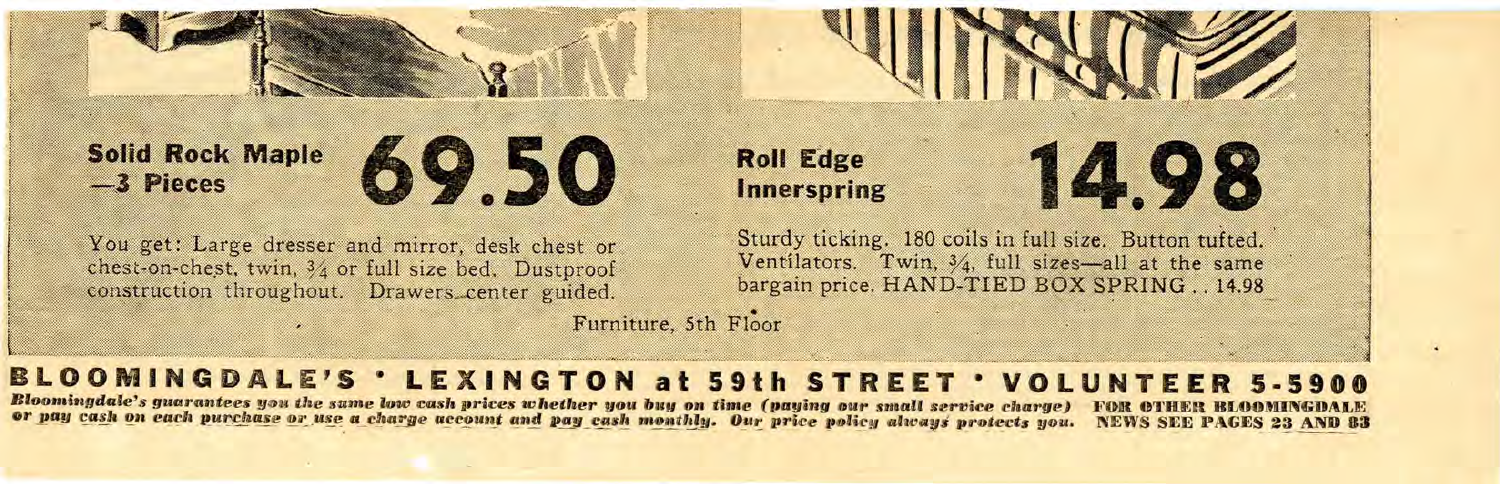**Solid Rock Maple —3 Pieces** **69.50**

You get: Large dresser and mirror, desk chest or chest-on-chest, twin, 3/4 or full size bed. Dustproof construction throughout. Drawers center guided.

**Roll Edge Innerspring** **14.98**

Sturdy ticking. 180 coils in full size. Button tufted. Ventilators. Twin, 3/4, full sizes—all at the same bargain price. HAND-TIED BOX SPRING . . 14.98

Furniture, 5th Floor

**BLOOMINGDALE'S · LEXINGTON at 59th STREET · VOLUNTEER 5-5900**

*Bloomingdale's guarantees you the same low cash prices whether you buy on time (paying our small service charge) or pay cash on each purchase or use a charge account and pay cash monthly. Our price policy always protects you.*

**FOR OTHER BLOOMINGDALE NEWS SEE PAGES 23 AND 83**